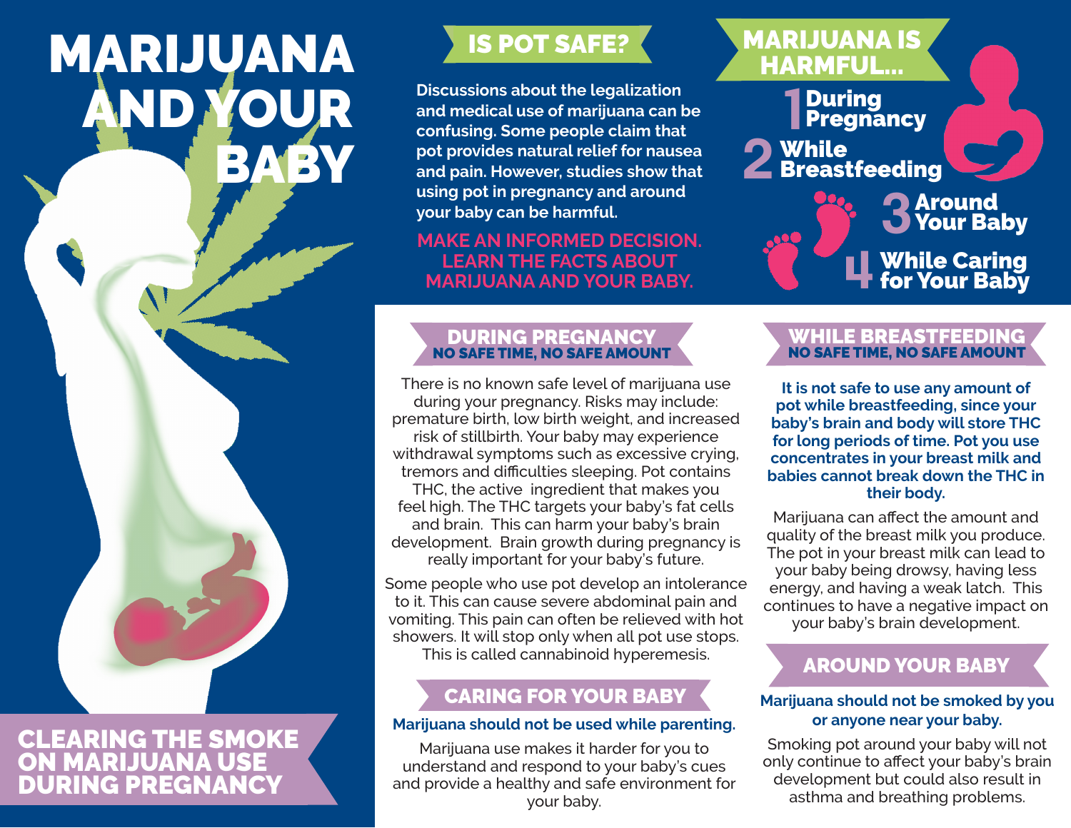# MARIJUANA AND YOUR BABY

## CLEARING THE SMOKE ON MARIJUANA USE DURING PREGNANCY

## IS POT SAFE?

**Discussions about the legalization and medical use of marijuana can be confusing. Some people claim that pot provides natural relief for nausea and pain. However, studies show that using pot in pregnancy and around your baby can be harmful.**

**MAKE AN INFORMED DECISION. LEARN THE FACTS ABOUT MARIJUANA AND YOUR BABY.**

## MARIJUANA IS HARMFUL...

1. During Pregnancy
2. While Breastfeeding
3. Around Your Baby
4. While Caring for Your Baby

## DURING PREGNANCY

### NO SAFE TIME, NO SAFE AMOUNT

There is no known safe level of marijuana use during your pregnancy. Risks may include: premature birth, low birth weight, and increased risk of stillbirth. Your baby may experience withdrawal symptoms such as excessive crying, tremors and difficulties sleeping. Pot contains THC, the active ingredient that makes you feel high. The THC targets your baby's fat cells and brain. This can harm your baby's brain development. Brain growth during pregnancy is really important for your baby's future.

Some people who use pot develop an intolerance to it. This can cause severe abdominal pain and vomiting. This pain can often be relieved with hot showers. It will stop only when all pot use stops. This is called cannabinoid hyperemesis.

## CARING FOR YOUR BABY

**Marijuana should not be used while parenting.**

Marijuana use makes it harder for you to understand and respond to your baby's cues and provide a healthy and safe environment for your baby.

## WHILE BREASTFEEDING

### NO SAFE TIME, NO SAFE AMOUNT

**It is not safe to use any amount of pot while breastfeeding, since your baby's brain and body will store THC for long periods of time. Pot you use concentrates in your breast milk and babies cannot break down the THC in their body.**

Marijuana can affect the amount and quality of the breast milk you produce. The pot in your breast milk can lead to your baby being drowsy, having less energy, and having a weak latch. This continues to have a negative impact on your baby's brain development.

## AROUND YOUR BABY

**Marijuana should not be smoked by you or anyone near your baby.**

Smoking pot around your baby will not only continue to affect your baby's brain development but could also result in asthma and breathing problems.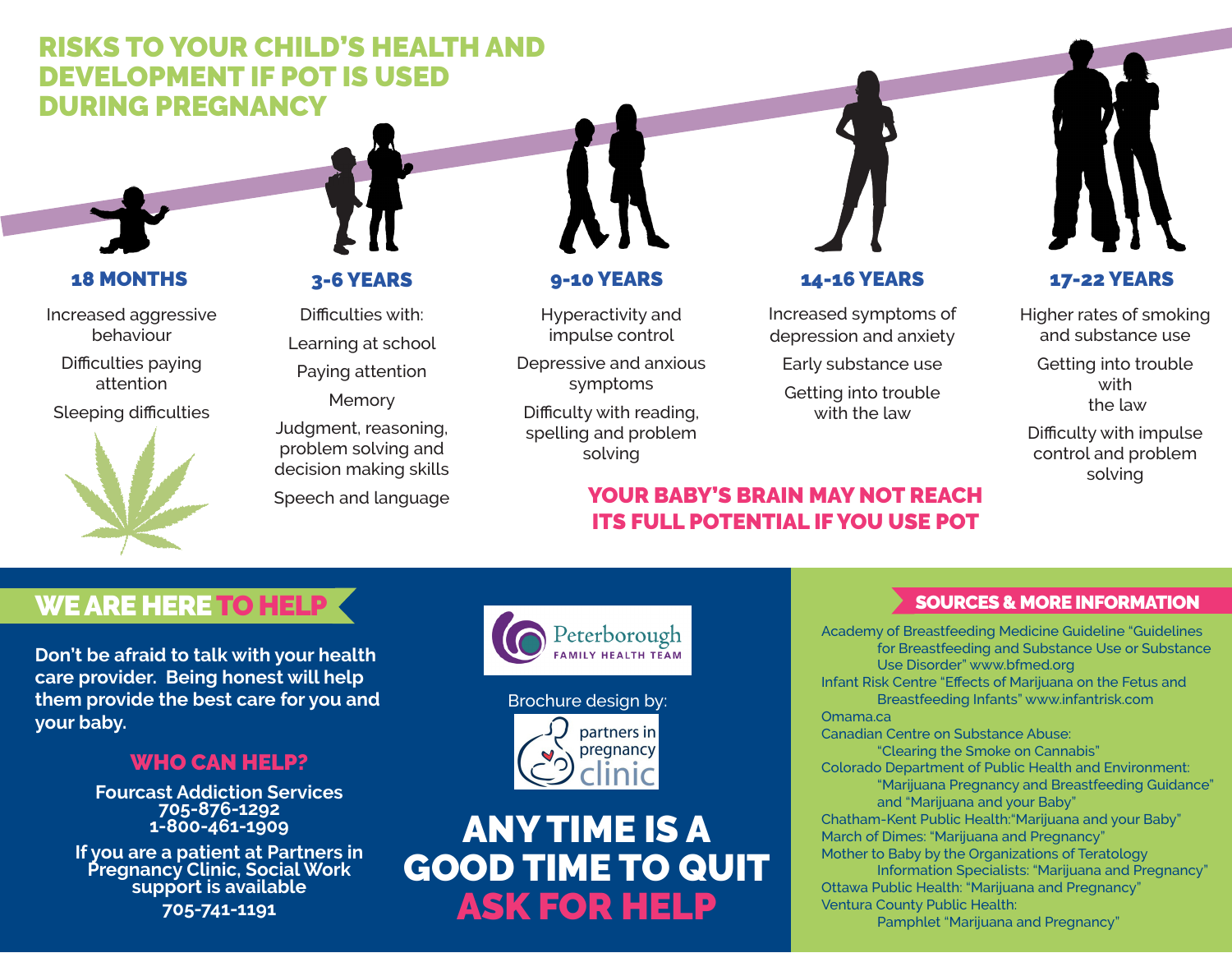# RISKS TO YOUR CHILD'S HEALTH AND DEVELOPMENT IF POT IS USED DURING PREGNANCY

### 18 MONTHS

Increased aggressive behaviour

Difficulties paying attention

Sleeping difficulties

### 3-6 YEARS

Difficulties with:

Learning at school

Paying attention

Memory

Judgment, reasoning, problem solving and decision making skills

Speech and language

### 9-10 YEARS

Hyperactivity and impulse control

Depressive and anxious symptoms

Difficulty with reading, spelling and problem solving

### 14-16 YEARS

Increased symptoms of depression and anxiety

Early substance use

Getting into trouble with the law

### 17-22 YEARS

Higher rates of smoking and substance use

Getting into trouble with the law

Difficulty with impulse control and problem solving

**YOUR BABY'S BRAIN MAY NOT REACH ITS FULL POTENTIAL IF YOU USE POT**

## WE ARE HERE TO HELP

**Don't be afraid to talk with your health care provider. Being honest will help them provide the best care for you and your baby.**

### WHO CAN HELP?

**Fourcast Addiction Services**
**705-876-1292**
**1-800-461-1909**

**If you are a patient at Partners in Pregnancy Clinic, Social Work support is available**
**705-741-1191**

Peterborough FAMILY HEALTH TEAM

Brochure design by:

partners in pregnancy clinic

# ANY TIME IS A GOOD TIME TO QUIT ASK FOR HELP

## SOURCES & MORE INFORMATION

Academy of Breastfeeding Medicine Guideline "Guidelines for Breastfeeding and Substance Use or Substance Use Disorder" www.bfmed.org

Infant Risk Centre "Effects of Marijuana on the Fetus and Breastfeeding Infants" www.infantrisk.com

Omama.ca

Canadian Centre on Substance Abuse: "Clearing the Smoke on Cannabis"

Colorado Department of Public Health and Environment: "Marijuana Pregnancy and Breastfeeding Guidance" and "Marijuana and your Baby"

Chatham-Kent Public Health:"Marijuana and your Baby"

March of Dimes: "Marijuana and Pregnancy"

Mother to Baby by the Organizations of Teratology Information Specialists: "Marijuana and Pregnancy"

Ottawa Public Health: "Marijuana and Pregnancy"

Ventura County Public Health: Pamphlet "Marijuana and Pregnancy"